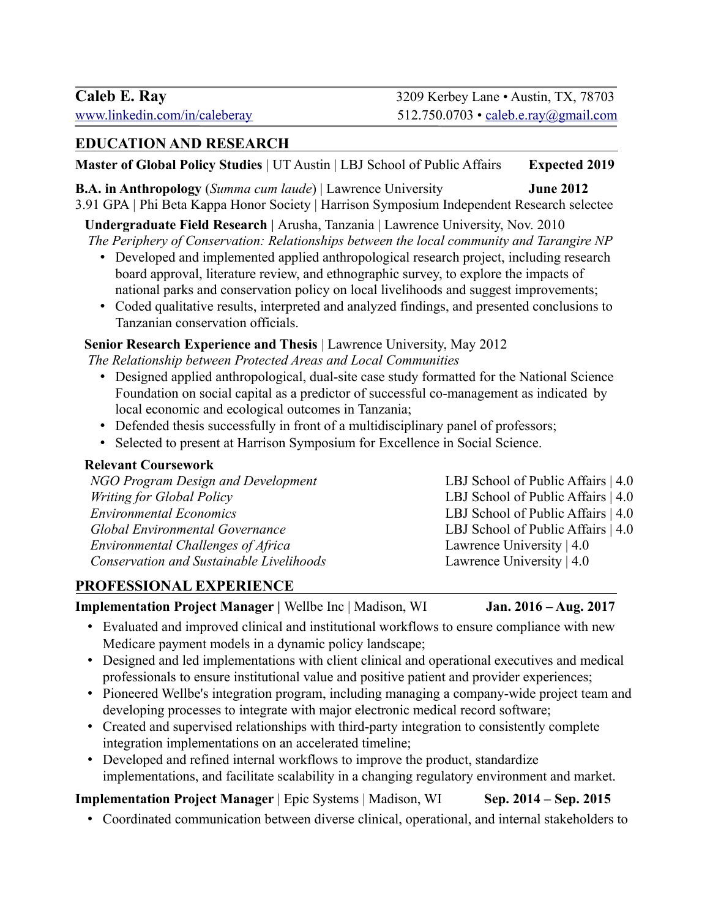# Caleb E. Ray

[www.linkedin.com/in/caleberay](http://www.linkedin.com/in/caleberay)

3209 Kerbey Lane • Austin, TX, 78703
512.750.0703 • caleb.e.ray@gmail.com

## EDUCATION AND RESEARCH

**Master of Global Policy Studies** | UT Austin | LBJ School of Public Affairs **Expected 2019**

**B.A. in Anthropology** (*Summa cum laude*) | Lawrence University **June 2012**
3.91 GPA | Phi Beta Kappa Honor Society | Harrison Symposium Independent Research selectee

**Undergraduate Field Research |** Arusha, Tanzania | Lawrence University, Nov. 2010
*The Periphery of Conservation: Relationships between the local community and Tarangire NP*

- Developed and implemented applied anthropological research project, including research board approval, literature review, and ethnographic survey, to explore the impacts of national parks and conservation policy on local livelihoods and suggest improvements;
- Coded qualitative results, interpreted and analyzed findings, and presented conclusions to Tanzanian conservation officials.

**Senior Research Experience and Thesis** | Lawrence University, May 2012
*The Relationship between Protected Areas and Local Communities*

- Designed applied anthropological, dual-site case study formatted for the National Science Foundation on social capital as a predictor of successful co-management as indicated by local economic and ecological outcomes in Tanzania;
- Defended thesis successfully in front of a multidisciplinary panel of professors;
- Selected to present at Harrison Symposium for Excellence in Social Science.

**Relevant Coursework**

| | |
|---|---|
| *NGO Program Design and Development* | LBJ School of Public Affairs \| 4.0 |
| *Writing for Global Policy* | LBJ School of Public Affairs \| 4.0 |
| *Environmental Economics* | LBJ School of Public Affairs \| 4.0 |
| *Global Environmental Governance* | LBJ School of Public Affairs \| 4.0 |
| *Environmental Challenges of Africa* | Lawrence University \| 4.0 |
| *Conservation and Sustainable Livelihoods* | Lawrence University \| 4.0 |

## PROFESSIONAL EXPERIENCE

**Implementation Project Manager |** Wellbe Inc | Madison, WI **Jan. 2016 – Aug. 2017**

- Evaluated and improved clinical and institutional workflows to ensure compliance with new Medicare payment models in a dynamic policy landscape;
- Designed and led implementations with client clinical and operational executives and medical professionals to ensure institutional value and positive patient and provider experiences;
- Pioneered Wellbe's integration program, including managing a company-wide project team and developing processes to integrate with major electronic medical record software;
- Created and supervised relationships with third-party integration to consistently complete integration implementations on an accelerated timeline;
- Developed and refined internal workflows to improve the product, standardize implementations, and facilitate scalability in a changing regulatory environment and market.

**Implementation Project Manager** | Epic Systems | Madison, WI **Sep. 2014 – Sep. 2015**

- Coordinated communication between diverse clinical, operational, and internal stakeholders to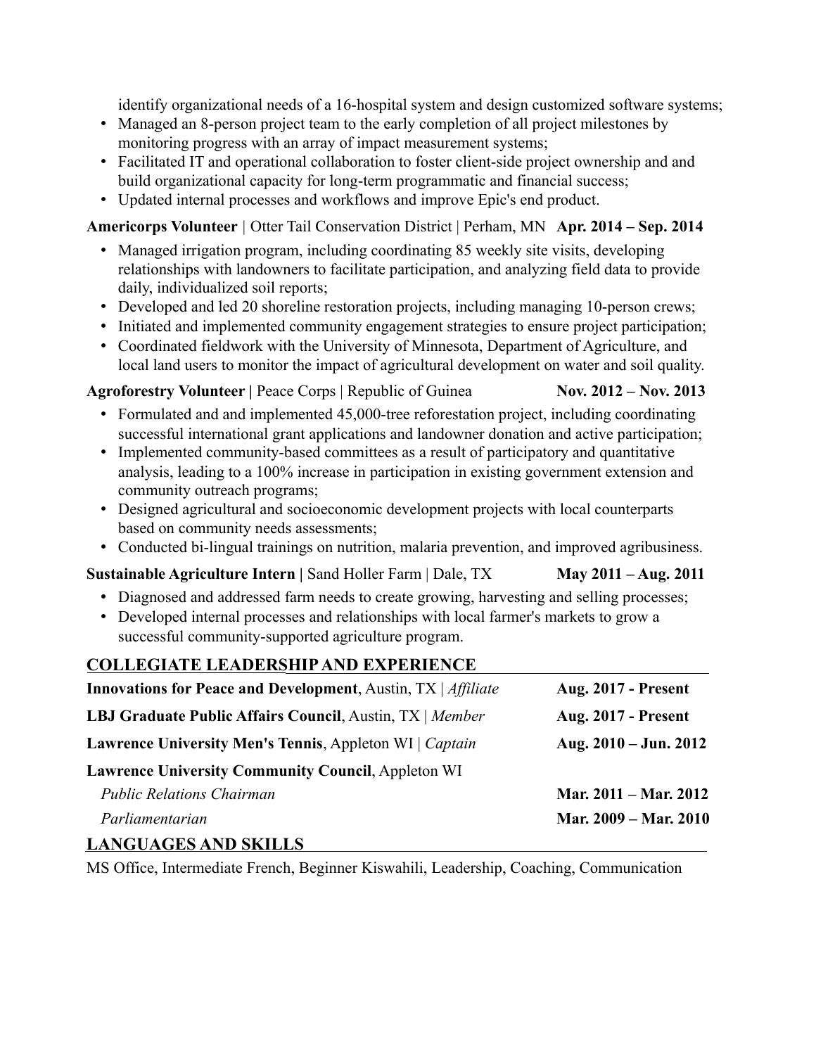identify organizational needs of a 16-hospital system and design customized software systems;

- Managed an 8-person project team to the early completion of all project milestones by monitoring progress with an array of impact measurement systems;
- Facilitated IT and operational collaboration to foster client-side project ownership and and build organizational capacity for long-term programmatic and financial success;
- Updated internal processes and workflows and improve Epic's end product.

**Americorps Volunteer** | Otter Tail Conservation District | Perham, MN **Apr. 2014 – Sep. 2014**

- Managed irrigation program, including coordinating 85 weekly site visits, developing relationships with landowners to facilitate participation, and analyzing field data to provide daily, individualized soil reports;
- Developed and led 20 shoreline restoration projects, including managing 10-person crews;
- Initiated and implemented community engagement strategies to ensure project participation;
- Coordinated fieldwork with the University of Minnesota, Department of Agriculture, and local land users to monitor the impact of agricultural development on water and soil quality.

**Agroforestry Volunteer |** Peace Corps | Republic of Guinea **Nov. 2012 – Nov. 2013**

- Formulated and and implemented 45,000-tree reforestation project, including coordinating successful international grant applications and landowner donation and active participation;
- Implemented community-based committees as a result of participatory and quantitative analysis, leading to a 100% increase in participation in existing government extension and community outreach programs;
- Designed agricultural and socioeconomic development projects with local counterparts based on community needs assessments;
- Conducted bi-lingual trainings on nutrition, malaria prevention, and improved agribusiness.

**Sustainable Agriculture Intern |** Sand Holler Farm | Dale, TX **May 2011 – Aug. 2011**

- Diagnosed and addressed farm needs to create growing, harvesting and selling processes;
- Developed internal processes and relationships with local farmer's markets to grow a successful community-supported agriculture program.

## COLLEGIATE LEADERSHIP AND EXPERIENCE

**Innovations for Peace and Development**, Austin, TX | *Affiliate* **Aug. 2017 - Present**

**LBJ Graduate Public Affairs Council**, Austin, TX | *Member* **Aug. 2017 - Present**

**Lawrence University Men's Tennis**, Appleton WI | *Captain* **Aug. 2010 – Jun. 2012**

**Lawrence University Community Council**, Appleton WI

*Public Relations Chairman* **Mar. 2011 – Mar. 2012**

*Parliamentarian* **Mar. 2009 – Mar. 2010**

## LANGUAGES AND SKILLS

MS Office, Intermediate French, Beginner Kiswahili, Leadership, Coaching, Communication